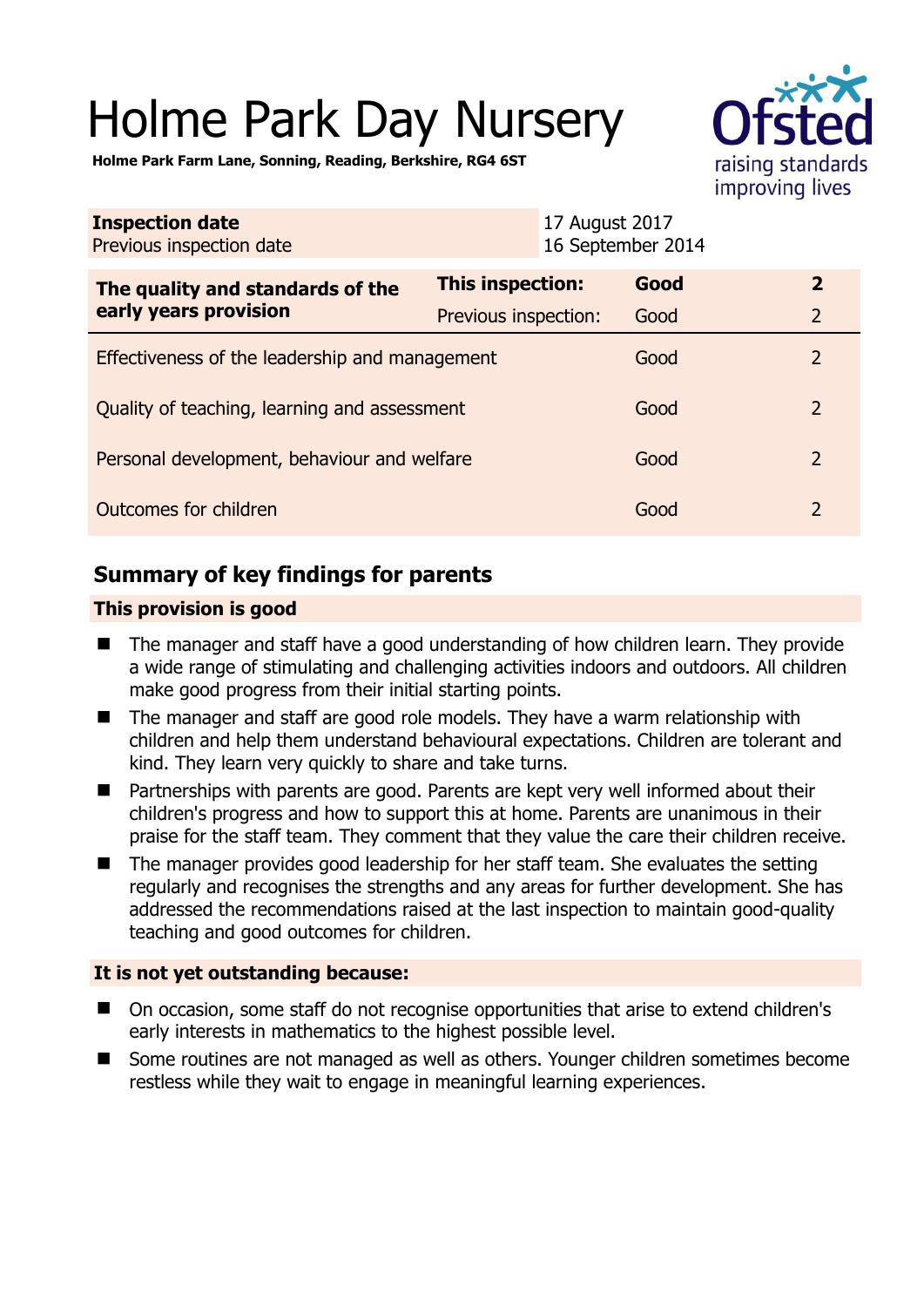# Holme Park Day Nursery

**Holme Park Farm Lane, Sonning, Reading, Berkshire, RG4 6ST**

| | |
|---|---|
| **Inspection date** | 17 August 2017 |
| Previous inspection date | 16 September 2014 |

| **The quality and standards of the early years provision** | **This inspection:** | **Good** | **2** |
|---|---|---|---|
| | Previous inspection: | Good | 2 |
| Effectiveness of the leadership and management | | Good | 2 |
| Quality of teaching, learning and assessment | | Good | 2 |
| Personal development, behaviour and welfare | | Good | 2 |
| Outcomes for children | | Good | 2 |

## Summary of key findings for parents

### This provision is good

- The manager and staff have a good understanding of how children learn. They provide a wide range of stimulating and challenging activities indoors and outdoors. All children make good progress from their initial starting points.
- The manager and staff are good role models. They have a warm relationship with children and help them understand behavioural expectations. Children are tolerant and kind. They learn very quickly to share and take turns.
- Partnerships with parents are good. Parents are kept very well informed about their children's progress and how to support this at home. Parents are unanimous in their praise for the staff team. They comment that they value the care their children receive.
- The manager provides good leadership for her staff team. She evaluates the setting regularly and recognises the strengths and any areas for further development. She has addressed the recommendations raised at the last inspection to maintain good-quality teaching and good outcomes for children.

### It is not yet outstanding because:

- On occasion, some staff do not recognise opportunities that arise to extend children's early interests in mathematics to the highest possible level.
- Some routines are not managed as well as others. Younger children sometimes become restless while they wait to engage in meaningful learning experiences.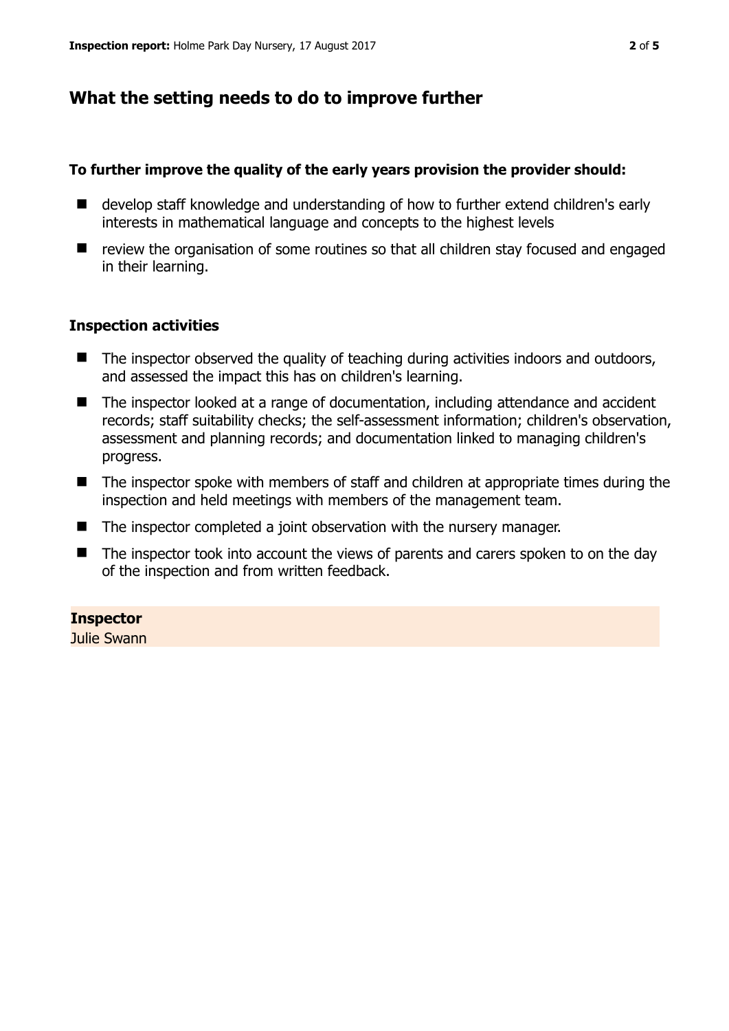## What the setting needs to do to improve further

**To further improve the quality of the early years provision the provider should:**

- develop staff knowledge and understanding of how to further extend children's early interests in mathematical language and concepts to the highest levels
- review the organisation of some routines so that all children stay focused and engaged in their learning.

### Inspection activities

- The inspector observed the quality of teaching during activities indoors and outdoors, and assessed the impact this has on children's learning.
- The inspector looked at a range of documentation, including attendance and accident records; staff suitability checks; the self-assessment information; children's observation, assessment and planning records; and documentation linked to managing children's progress.
- The inspector spoke with members of staff and children at appropriate times during the inspection and held meetings with members of the management team.
- The inspector completed a joint observation with the nursery manager.
- The inspector took into account the views of parents and carers spoken to on the day of the inspection and from written feedback.

**Inspector**
Julie Swann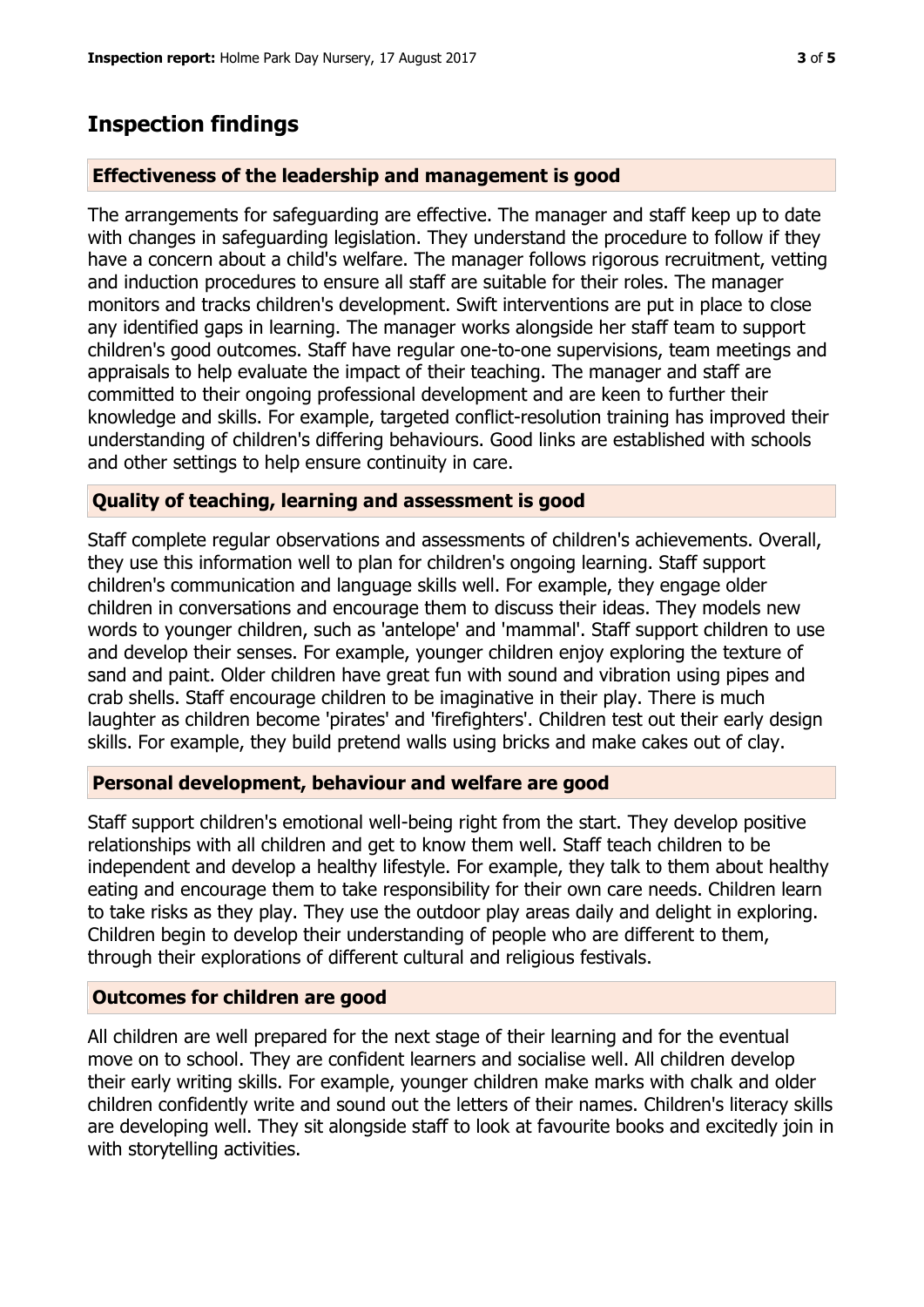## Inspection findings

### Effectiveness of the leadership and management is good

The arrangements for safeguarding are effective. The manager and staff keep up to date with changes in safeguarding legislation. They understand the procedure to follow if they have a concern about a child's welfare. The manager follows rigorous recruitment, vetting and induction procedures to ensure all staff are suitable for their roles. The manager monitors and tracks children's development. Swift interventions are put in place to close any identified gaps in learning. The manager works alongside her staff team to support children's good outcomes. Staff have regular one-to-one supervisions, team meetings and appraisals to help evaluate the impact of their teaching. The manager and staff are committed to their ongoing professional development and are keen to further their knowledge and skills. For example, targeted conflict-resolution training has improved their understanding of children's differing behaviours. Good links are established with schools and other settings to help ensure continuity in care.

### Quality of teaching, learning and assessment is good

Staff complete regular observations and assessments of children's achievements. Overall, they use this information well to plan for children's ongoing learning. Staff support children's communication and language skills well. For example, they engage older children in conversations and encourage them to discuss their ideas. They models new words to younger children, such as 'antelope' and 'mammal'. Staff support children to use and develop their senses. For example, younger children enjoy exploring the texture of sand and paint. Older children have great fun with sound and vibration using pipes and crab shells. Staff encourage children to be imaginative in their play. There is much laughter as children become 'pirates' and 'firefighters'. Children test out their early design skills. For example, they build pretend walls using bricks and make cakes out of clay.

### Personal development, behaviour and welfare are good

Staff support children's emotional well-being right from the start. They develop positive relationships with all children and get to know them well. Staff teach children to be independent and develop a healthy lifestyle. For example, they talk to them about healthy eating and encourage them to take responsibility for their own care needs. Children learn to take risks as they play. They use the outdoor play areas daily and delight in exploring. Children begin to develop their understanding of people who are different to them, through their explorations of different cultural and religious festivals.

### Outcomes for children are good

All children are well prepared for the next stage of their learning and for the eventual move on to school. They are confident learners and socialise well. All children develop their early writing skills. For example, younger children make marks with chalk and older children confidently write and sound out the letters of their names. Children's literacy skills are developing well. They sit alongside staff to look at favourite books and excitedly join in with storytelling activities.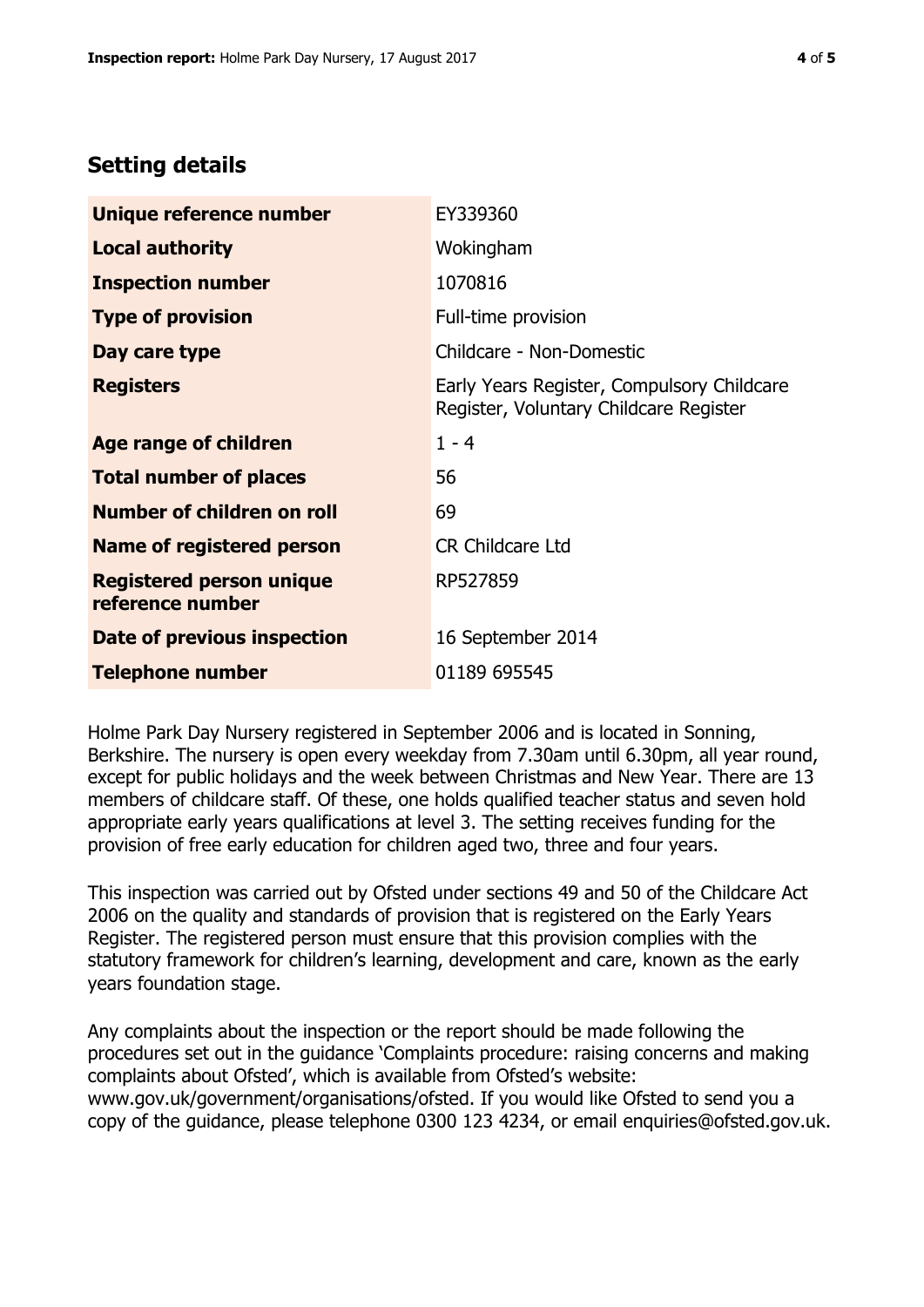## Setting details

| | |
|---|---|
| **Unique reference number** | EY339360 |
| **Local authority** | Wokingham |
| **Inspection number** | 1070816 |
| **Type of provision** | Full-time provision |
| **Day care type** | Childcare - Non-Domestic |
| **Registers** | Early Years Register, Compulsory Childcare Register, Voluntary Childcare Register |
| **Age range of children** | 1 - 4 |
| **Total number of places** | 56 |
| **Number of children on roll** | 69 |
| **Name of registered person** | CR Childcare Ltd |
| **Registered person unique reference number** | RP527859 |
| **Date of previous inspection** | 16 September 2014 |
| **Telephone number** | 01189 695545 |

Holme Park Day Nursery registered in September 2006 and is located in Sonning, Berkshire. The nursery is open every weekday from 7.30am until 6.30pm, all year round, except for public holidays and the week between Christmas and New Year. There are 13 members of childcare staff. Of these, one holds qualified teacher status and seven hold appropriate early years qualifications at level 3. The setting receives funding for the provision of free early education for children aged two, three and four years.

This inspection was carried out by Ofsted under sections 49 and 50 of the Childcare Act 2006 on the quality and standards of provision that is registered on the Early Years Register. The registered person must ensure that this provision complies with the statutory framework for children's learning, development and care, known as the early years foundation stage.

Any complaints about the inspection or the report should be made following the procedures set out in the guidance 'Complaints procedure: raising concerns and making complaints about Ofsted', which is available from Ofsted's website: www.gov.uk/government/organisations/ofsted. If you would like Ofsted to send you a copy of the guidance, please telephone 0300 123 4234, or email enquiries@ofsted.gov.uk.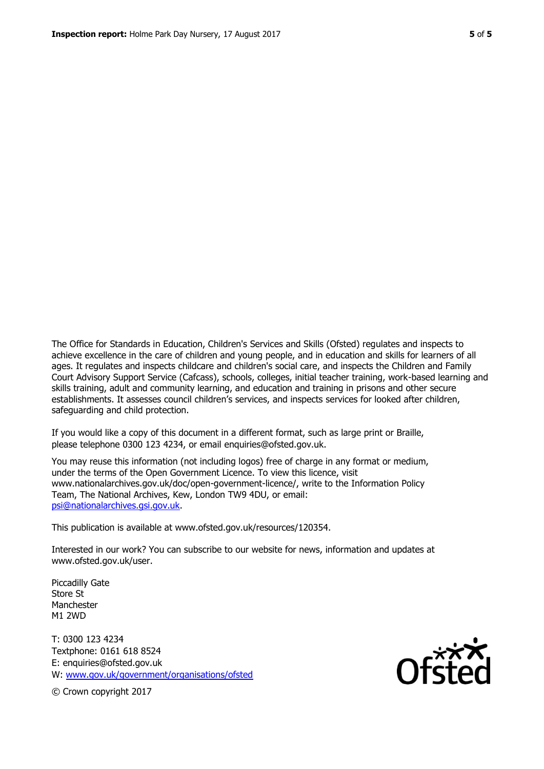The Office for Standards in Education, Children's Services and Skills (Ofsted) regulates and inspects to achieve excellence in the care of children and young people, and in education and skills for learners of all ages. It regulates and inspects childcare and children's social care, and inspects the Children and Family Court Advisory Support Service (Cafcass), schools, colleges, initial teacher training, work-based learning and skills training, adult and community learning, and education and training in prisons and other secure establishments. It assesses council children's services, and inspects services for looked after children, safeguarding and child protection.

If you would like a copy of this document in a different format, such as large print or Braille, please telephone 0300 123 4234, or email enquiries@ofsted.gov.uk.

You may reuse this information (not including logos) free of charge in any format or medium, under the terms of the Open Government Licence. To view this licence, visit www.nationalarchives.gov.uk/doc/open-government-licence/, write to the Information Policy Team, The National Archives, Kew, London TW9 4DU, or email: psi@nationalarchives.gsi.gov.uk.

This publication is available at www.ofsted.gov.uk/resources/120354.

Interested in our work? You can subscribe to our website for news, information and updates at www.ofsted.gov.uk/user.

Piccadilly Gate
Store St
Manchester
M1 2WD

T: 0300 123 4234
Textphone: 0161 618 8524
E: enquiries@ofsted.gov.uk
W: www.gov.uk/government/organisations/ofsted

© Crown copyright 2017